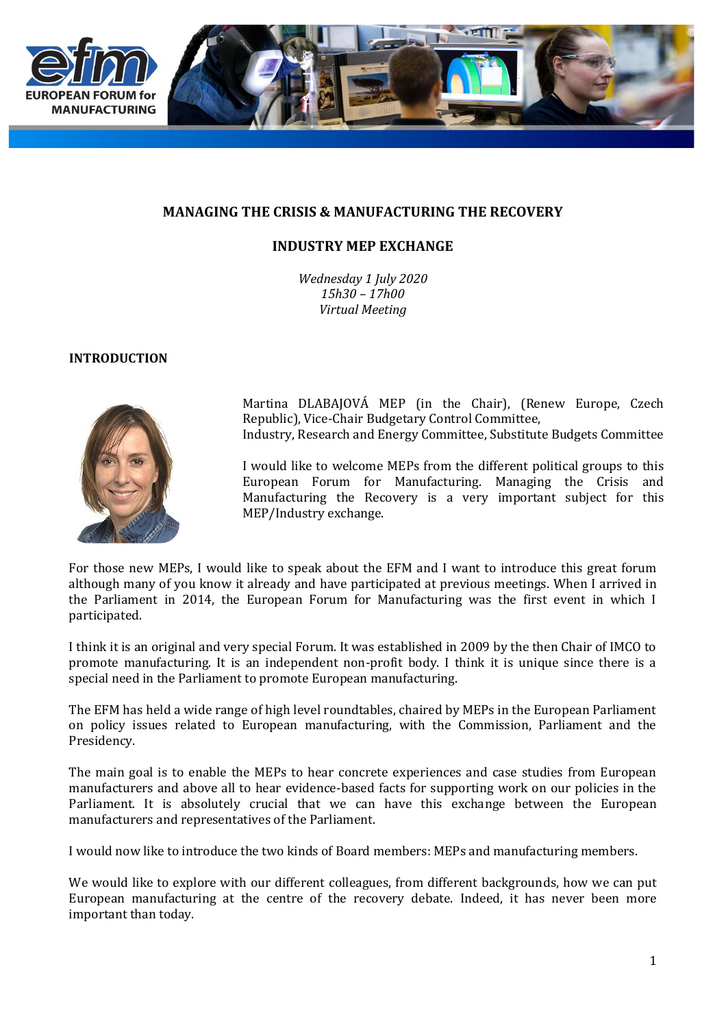# MANAGING THE CRISIS & MANUFACTURING THE RECOVERY

## INDUSTRY MEP EXCHANGE

*Wednesday 1 July 2020*
*15h30 – 17h00*
*Virtual Meeting*

### INTRODUCTION

Martina DLABAJOVÁ MEP (in the Chair), (Renew Europe, Czech Republic), Vice-Chair Budgetary Control Committee, Industry, Research and Energy Committee, Substitute Budgets Committee

I would like to welcome MEPs from the different political groups to this European Forum for Manufacturing. Managing the Crisis and Manufacturing the Recovery is a very important subject for this MEP/Industry exchange.

For those new MEPs, I would like to speak about the EFM and I want to introduce this great forum although many of you know it already and have participated at previous meetings. When I arrived in the Parliament in 2014, the European Forum for Manufacturing was the first event in which I participated.

I think it is an original and very special Forum. It was established in 2009 by the then Chair of IMCO to promote manufacturing. It is an independent non-profit body. I think it is unique since there is a special need in the Parliament to promote European manufacturing.

The EFM has held a wide range of high level roundtables, chaired by MEPs in the European Parliament on policy issues related to European manufacturing, with the Commission, Parliament and the Presidency.

The main goal is to enable the MEPs to hear concrete experiences and case studies from European manufacturers and above all to hear evidence-based facts for supporting work on our policies in the Parliament. It is absolutely crucial that we can have this exchange between the European manufacturers and representatives of the Parliament.

I would now like to introduce the two kinds of Board members: MEPs and manufacturing members.

We would like to explore with our different colleagues, from different backgrounds, how we can put European manufacturing at the centre of the recovery debate. Indeed, it has never been more important than today.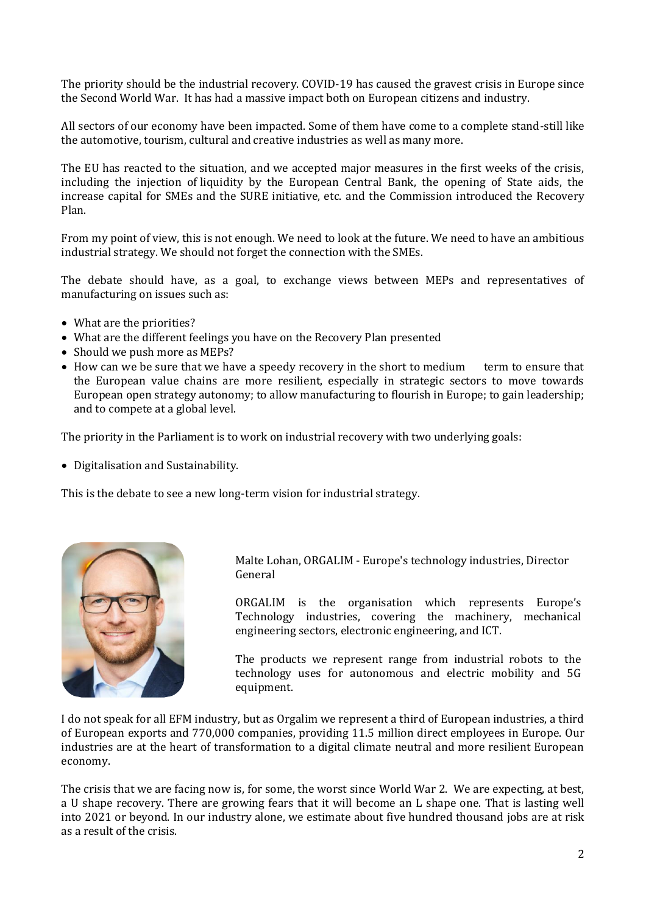The priority should be the industrial recovery. COVID-19 has caused the gravest crisis in Europe since the Second World War. It has had a massive impact both on European citizens and industry.

All sectors of our economy have been impacted. Some of them have come to a complete stand-still like the automotive, tourism, cultural and creative industries as well as many more.

The EU has reacted to the situation, and we accepted major measures in the first weeks of the crisis, including the injection of liquidity by the European Central Bank, the opening of State aids, the increase capital for SMEs and the SURE initiative, etc. and the Commission introduced the Recovery Plan.

From my point of view, this is not enough. We need to look at the future. We need to have an ambitious industrial strategy. We should not forget the connection with the SMEs.

The debate should have, as a goal, to exchange views between MEPs and representatives of manufacturing on issues such as:

- What are the priorities?
- What are the different feelings you have on the Recovery Plan presented
- Should we push more as MEPs?
- How can we be sure that we have a speedy recovery in the short to medium term to ensure that the European value chains are more resilient, especially in strategic sectors to move towards European open strategy autonomy; to allow manufacturing to flourish in Europe; to gain leadership; and to compete at a global level.

The priority in the Parliament is to work on industrial recovery with two underlying goals:

- Digitalisation and Sustainability.

This is the debate to see a new long-term vision for industrial strategy.

Malte Lohan, ORGALIM - Europe's technology industries, Director General

ORGALIM is the organisation which represents Europe's Technology industries, covering the machinery, mechanical engineering sectors, electronic engineering, and ICT.

The products we represent range from industrial robots to the technology uses for autonomous and electric mobility and 5G equipment.

I do not speak for all EFM industry, but as Orgalim we represent a third of European industries, a third of European exports and 770,000 companies, providing 11.5 million direct employees in Europe. Our industries are at the heart of transformation to a digital climate neutral and more resilient European economy.

The crisis that we are facing now is, for some, the worst since World War 2. We are expecting, at best, a U shape recovery. There are growing fears that it will become an L shape one. That is lasting well into 2021 or beyond. In our industry alone, we estimate about five hundred thousand jobs are at risk as a result of the crisis.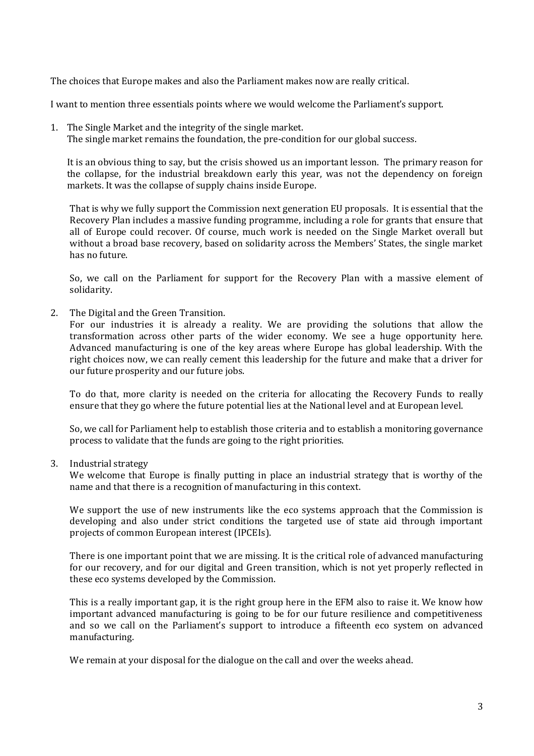The choices that Europe makes and also the Parliament makes now are really critical.

I want to mention three essentials points where we would welcome the Parliament's support.

1. The Single Market and the integrity of the single market.
   The single market remains the foundation, the pre-condition for our global success.

   It is an obvious thing to say, but the crisis showed us an important lesson. The primary reason for the collapse, for the industrial breakdown early this year, was not the dependency on foreign markets. It was the collapse of supply chains inside Europe.

   That is why we fully support the Commission next generation EU proposals. It is essential that the Recovery Plan includes a massive funding programme, including a role for grants that ensure that all of Europe could recover. Of course, much work is needed on the Single Market overall but without a broad base recovery, based on solidarity across the Members' States, the single market has no future.

   So, we call on the Parliament for support for the Recovery Plan with a massive element of solidarity.

2. The Digital and the Green Transition.
   For our industries it is already a reality. We are providing the solutions that allow the transformation across other parts of the wider economy. We see a huge opportunity here. Advanced manufacturing is one of the key areas where Europe has global leadership. With the right choices now, we can really cement this leadership for the future and make that a driver for our future prosperity and our future jobs.

   To do that, more clarity is needed on the criteria for allocating the Recovery Funds to really ensure that they go where the future potential lies at the National level and at European level.

   So, we call for Parliament help to establish those criteria and to establish a monitoring governance process to validate that the funds are going to the right priorities.

3. Industrial strategy
   We welcome that Europe is finally putting in place an industrial strategy that is worthy of the name and that there is a recognition of manufacturing in this context.

   We support the use of new instruments like the eco systems approach that the Commission is developing and also under strict conditions the targeted use of state aid through important projects of common European interest (IPCEIs).

   There is one important point that we are missing. It is the critical role of advanced manufacturing for our recovery, and for our digital and Green transition, which is not yet properly reflected in these eco systems developed by the Commission.

   This is a really important gap, it is the right group here in the EFM also to raise it. We know how important advanced manufacturing is going to be for our future resilience and competitiveness and so we call on the Parliament's support to introduce a fifteenth eco system on advanced manufacturing.

   We remain at your disposal for the dialogue on the call and over the weeks ahead.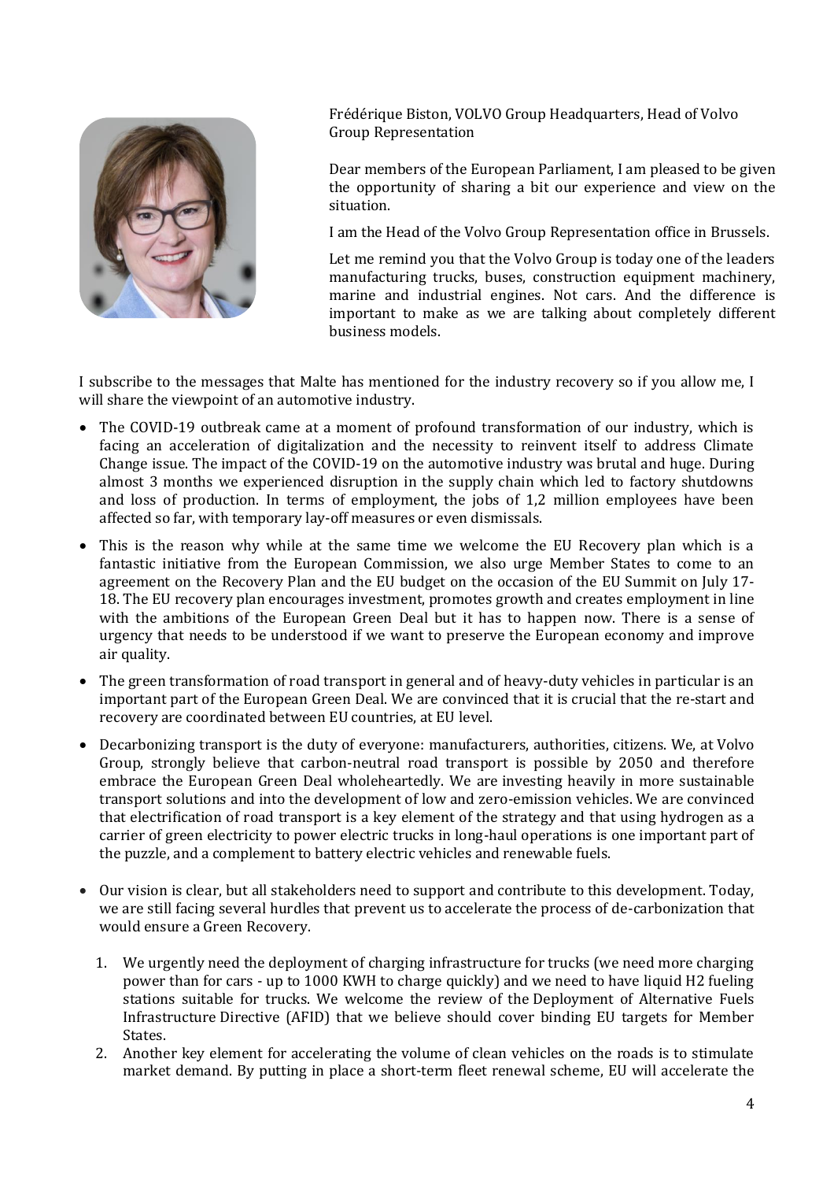Frédérique Biston, VOLVO Group Headquarters, Head of Volvo Group Representation

Dear members of the European Parliament, I am pleased to be given the opportunity of sharing a bit our experience and view on the situation.

I am the Head of the Volvo Group Representation office in Brussels.

Let me remind you that the Volvo Group is today one of the leaders manufacturing trucks, buses, construction equipment machinery, marine and industrial engines. Not cars. And the difference is important to make as we are talking about completely different business models.

I subscribe to the messages that Malte has mentioned for the industry recovery so if you allow me, I will share the viewpoint of an automotive industry.

- The COVID-19 outbreak came at a moment of profound transformation of our industry, which is facing an acceleration of digitalization and the necessity to reinvent itself to address Climate Change issue. The impact of the COVID-19 on the automotive industry was brutal and huge. During almost 3 months we experienced disruption in the supply chain which led to factory shutdowns and loss of production. In terms of employment, the jobs of 1,2 million employees have been affected so far, with temporary lay-off measures or even dismissals.
- This is the reason why while at the same time we welcome the EU Recovery plan which is a fantastic initiative from the European Commission, we also urge Member States to come to an agreement on the Recovery Plan and the EU budget on the occasion of the EU Summit on July 17-18. The EU recovery plan encourages investment, promotes growth and creates employment in line with the ambitions of the European Green Deal but it has to happen now. There is a sense of urgency that needs to be understood if we want to preserve the European economy and improve air quality.
- The green transformation of road transport in general and of heavy-duty vehicles in particular is an important part of the European Green Deal. We are convinced that it is crucial that the re-start and recovery are coordinated between EU countries, at EU level.
- Decarbonizing transport is the duty of everyone: manufacturers, authorities, citizens. We, at Volvo Group, strongly believe that carbon-neutral road transport is possible by 2050 and therefore embrace the European Green Deal wholeheartedly. We are investing heavily in more sustainable transport solutions and into the development of low and zero-emission vehicles. We are convinced that electrification of road transport is a key element of the strategy and that using hydrogen as a carrier of green electricity to power electric trucks in long-haul operations is one important part of the puzzle, and a complement to battery electric vehicles and renewable fuels.
- Our vision is clear, but all stakeholders need to support and contribute to this development. Today, we are still facing several hurdles that prevent us to accelerate the process of de-carbonization that would ensure a Green Recovery.
  1. We urgently need the deployment of charging infrastructure for trucks (we need more charging power than for cars - up to 1000 KWH to charge quickly) and we need to have liquid H2 fueling stations suitable for trucks. We welcome the review of the Deployment of Alternative Fuels Infrastructure Directive (AFID) that we believe should cover binding EU targets for Member States.
  2. Another key element for accelerating the volume of clean vehicles on the roads is to stimulate market demand. By putting in place a short-term fleet renewal scheme, EU will accelerate the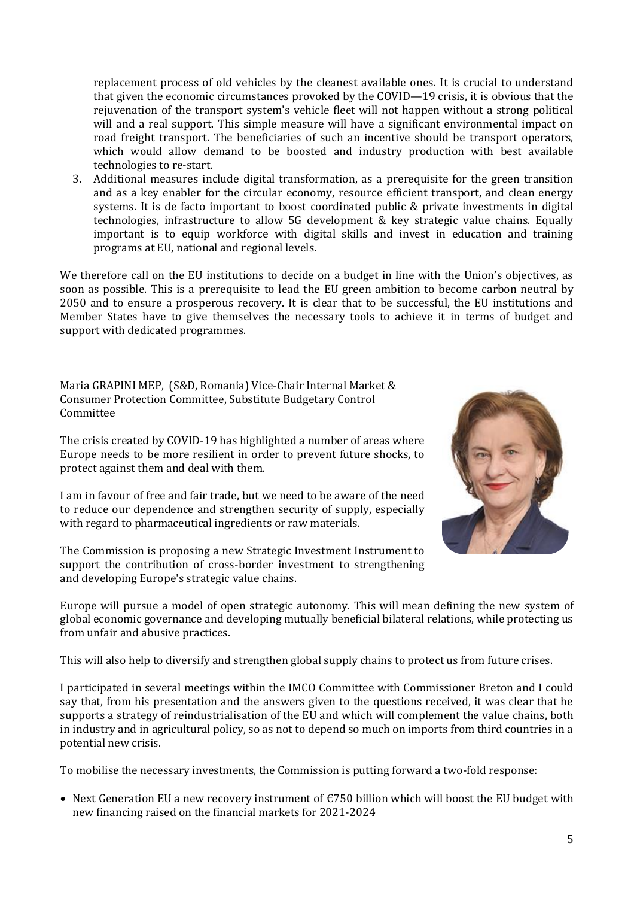replacement process of old vehicles by the cleanest available ones. It is crucial to understand that given the economic circumstances provoked by the COVID—19 crisis, it is obvious that the rejuvenation of the transport system's vehicle fleet will not happen without a strong political will and a real support. This simple measure will have a significant environmental impact on road freight transport. The beneficiaries of such an incentive should be transport operators, which would allow demand to be boosted and industry production with best available technologies to re-start.

3. Additional measures include digital transformation, as a prerequisite for the green transition and as a key enabler for the circular economy, resource efficient transport, and clean energy systems. It is de facto important to boost coordinated public & private investments in digital technologies, infrastructure to allow 5G development & key strategic value chains. Equally important is to equip workforce with digital skills and invest in education and training programs at EU, national and regional levels.

We therefore call on the EU institutions to decide on a budget in line with the Union's objectives, as soon as possible. This is a prerequisite to lead the EU green ambition to become carbon neutral by 2050 and to ensure a prosperous recovery. It is clear that to be successful, the EU institutions and Member States have to give themselves the necessary tools to achieve it in terms of budget and support with dedicated programmes.

Maria GRAPINI MEP, (S&D, Romania) Vice-Chair Internal Market & Consumer Protection Committee, Substitute Budgetary Control Committee

The crisis created by COVID-19 has highlighted a number of areas where Europe needs to be more resilient in order to prevent future shocks, to protect against them and deal with them.

I am in favour of free and fair trade, but we need to be aware of the need to reduce our dependence and strengthen security of supply, especially with regard to pharmaceutical ingredients or raw materials.

The Commission is proposing a new Strategic Investment Instrument to support the contribution of cross-border investment to strengthening and developing Europe's strategic value chains.

Europe will pursue a model of open strategic autonomy. This will mean defining the new system of global economic governance and developing mutually beneficial bilateral relations, while protecting us from unfair and abusive practices.

This will also help to diversify and strengthen global supply chains to protect us from future crises.

I participated in several meetings within the IMCO Committee with Commissioner Breton and I could say that, from his presentation and the answers given to the questions received, it was clear that he supports a strategy of reindustrialisation of the EU and which will complement the value chains, both in industry and in agricultural policy, so as not to depend so much on imports from third countries in a potential new crisis.

To mobilise the necessary investments, the Commission is putting forward a two-fold response:

- Next Generation EU a new recovery instrument of €750 billion which will boost the EU budget with new financing raised on the financial markets for 2021-2024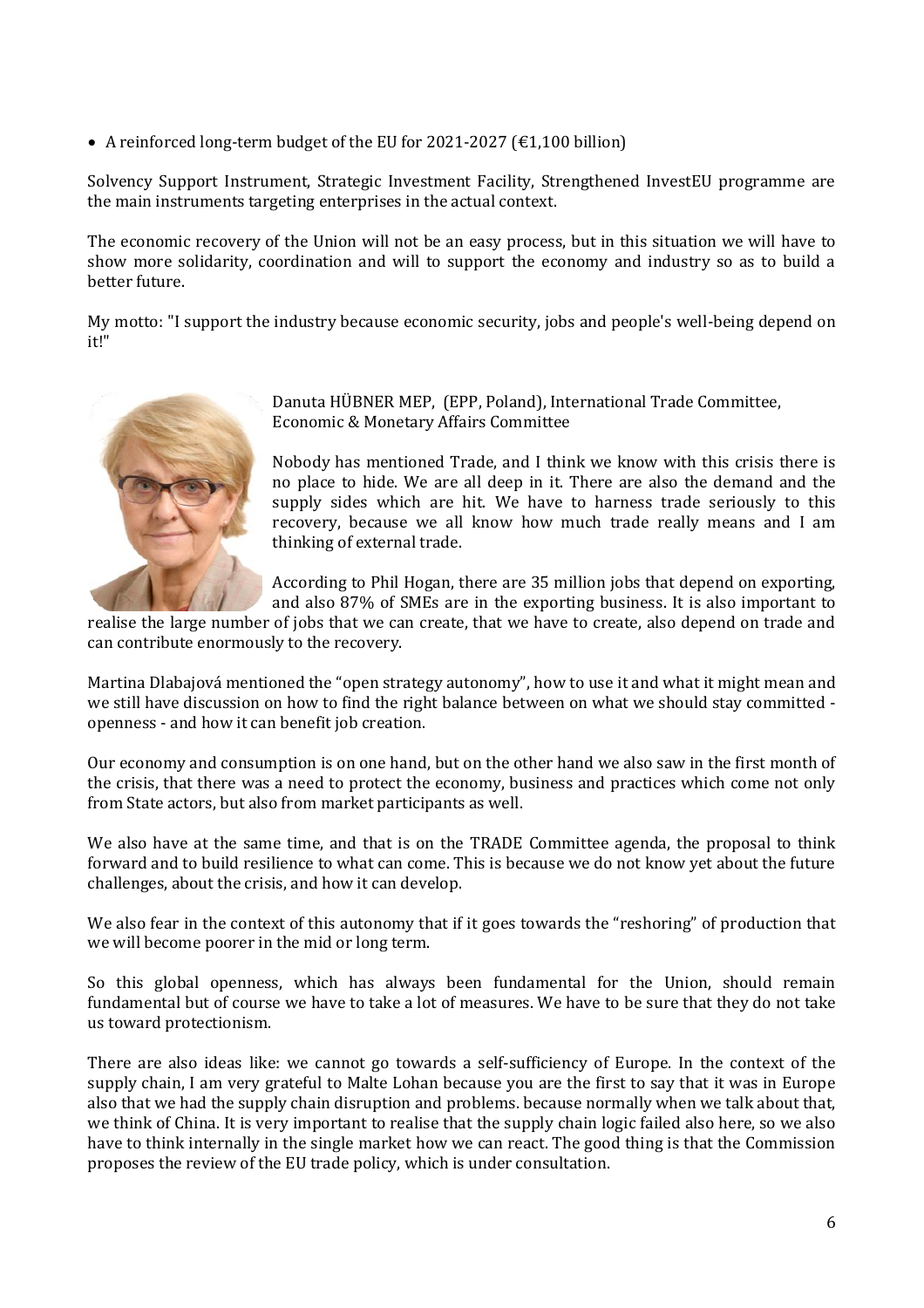- A reinforced long-term budget of the EU for 2021-2027 (€1,100 billion)

Solvency Support Instrument, Strategic Investment Facility, Strengthened InvestEU programme are the main instruments targeting enterprises in the actual context.

The economic recovery of the Union will not be an easy process, but in this situation we will have to show more solidarity, coordination and will to support the economy and industry so as to build a better future.

My motto: "I support the industry because economic security, jobs and people's well-being depend on it!"

Danuta HÜBNER MEP, (EPP, Poland), International Trade Committee, Economic & Monetary Affairs Committee

Nobody has mentioned Trade, and I think we know with this crisis there is no place to hide. We are all deep in it. There are also the demand and the supply sides which are hit. We have to harness trade seriously to this recovery, because we all know how much trade really means and I am thinking of external trade.

According to Phil Hogan, there are 35 million jobs that depend on exporting, and also 87% of SMEs are in the exporting business. It is also important to realise the large number of jobs that we can create, that we have to create, also depend on trade and can contribute enormously to the recovery.

Martina Dlabajová mentioned the "open strategy autonomy", how to use it and what it might mean and we still have discussion on how to find the right balance between on what we should stay committed - openness - and how it can benefit job creation.

Our economy and consumption is on one hand, but on the other hand we also saw in the first month of the crisis, that there was a need to protect the economy, business and practices which come not only from State actors, but also from market participants as well.

We also have at the same time, and that is on the TRADE Committee agenda, the proposal to think forward and to build resilience to what can come. This is because we do not know yet about the future challenges, about the crisis, and how it can develop.

We also fear in the context of this autonomy that if it goes towards the "reshoring" of production that we will become poorer in the mid or long term.

So this global openness, which has always been fundamental for the Union, should remain fundamental but of course we have to take a lot of measures. We have to be sure that they do not take us toward protectionism.

There are also ideas like: we cannot go towards a self-sufficiency of Europe. In the context of the supply chain, I am very grateful to Malte Lohan because you are the first to say that it was in Europe also that we had the supply chain disruption and problems. because normally when we talk about that, we think of China. It is very important to realise that the supply chain logic failed also here, so we also have to think internally in the single market how we can react. The good thing is that the Commission proposes the review of the EU trade policy, which is under consultation.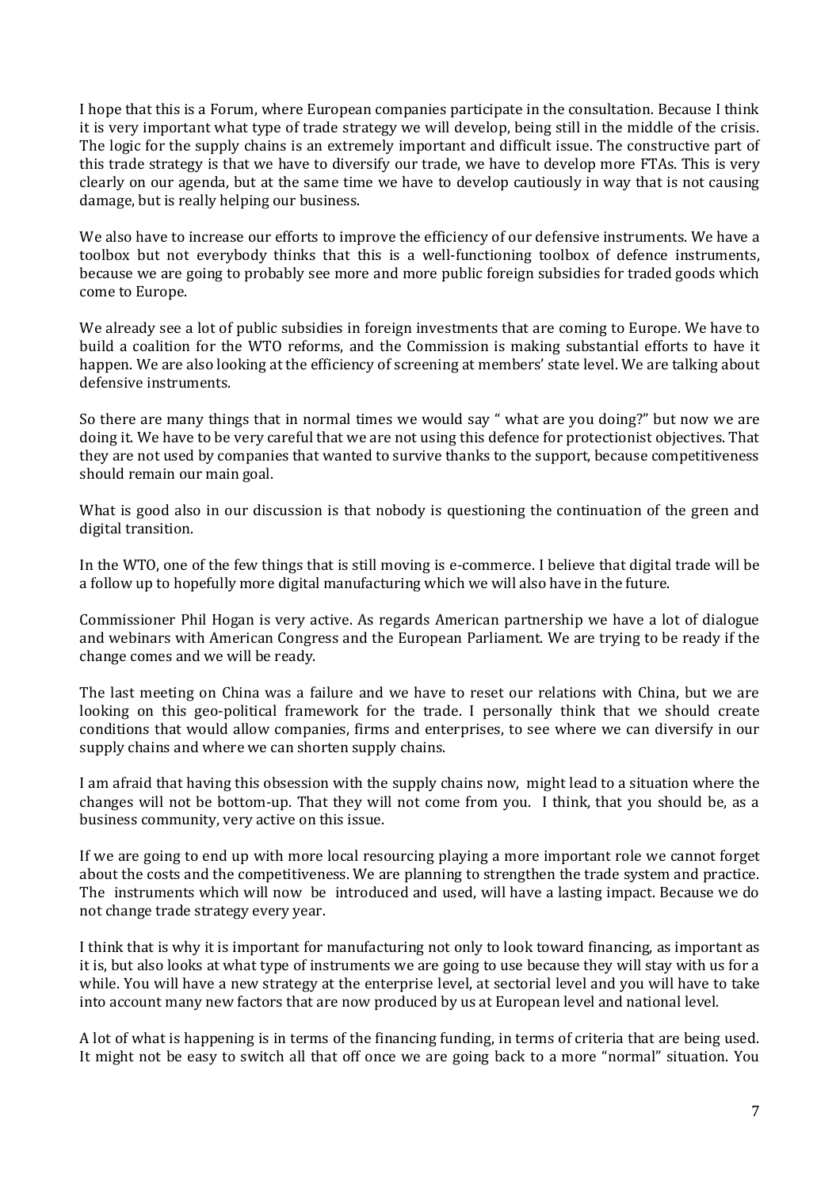I hope that this is a Forum, where European companies participate in the consultation. Because I think it is very important what type of trade strategy we will develop, being still in the middle of the crisis. The logic for the supply chains is an extremely important and difficult issue. The constructive part of this trade strategy is that we have to diversify our trade, we have to develop more FTAs. This is very clearly on our agenda, but at the same time we have to develop cautiously in way that is not causing damage, but is really helping our business.

We also have to increase our efforts to improve the efficiency of our defensive instruments. We have a toolbox but not everybody thinks that this is a well-functioning toolbox of defence instruments, because we are going to probably see more and more public foreign subsidies for traded goods which come to Europe.

We already see a lot of public subsidies in foreign investments that are coming to Europe. We have to build a coalition for the WTO reforms, and the Commission is making substantial efforts to have it happen. We are also looking at the efficiency of screening at members' state level. We are talking about defensive instruments.

So there are many things that in normal times we would say " what are you doing?" but now we are doing it. We have to be very careful that we are not using this defence for protectionist objectives. That they are not used by companies that wanted to survive thanks to the support, because competitiveness should remain our main goal.

What is good also in our discussion is that nobody is questioning the continuation of the green and digital transition.

In the WTO, one of the few things that is still moving is e-commerce. I believe that digital trade will be a follow up to hopefully more digital manufacturing which we will also have in the future.

Commissioner Phil Hogan is very active. As regards American partnership we have a lot of dialogue and webinars with American Congress and the European Parliament. We are trying to be ready if the change comes and we will be ready.

The last meeting on China was a failure and we have to reset our relations with China, but we are looking on this geo-political framework for the trade. I personally think that we should create conditions that would allow companies, firms and enterprises, to see where we can diversify in our supply chains and where we can shorten supply chains.

I am afraid that having this obsession with the supply chains now, might lead to a situation where the changes will not be bottom-up. That they will not come from you. I think, that you should be, as a business community, very active on this issue.

If we are going to end up with more local resourcing playing a more important role we cannot forget about the costs and the competitiveness. We are planning to strengthen the trade system and practice. The instruments which will now be introduced and used, will have a lasting impact. Because we do not change trade strategy every year.

I think that is why it is important for manufacturing not only to look toward financing, as important as it is, but also looks at what type of instruments we are going to use because they will stay with us for a while. You will have a new strategy at the enterprise level, at sectorial level and you will have to take into account many new factors that are now produced by us at European level and national level.

A lot of what is happening is in terms of the financing funding, in terms of criteria that are being used. It might not be easy to switch all that off once we are going back to a more "normal" situation. You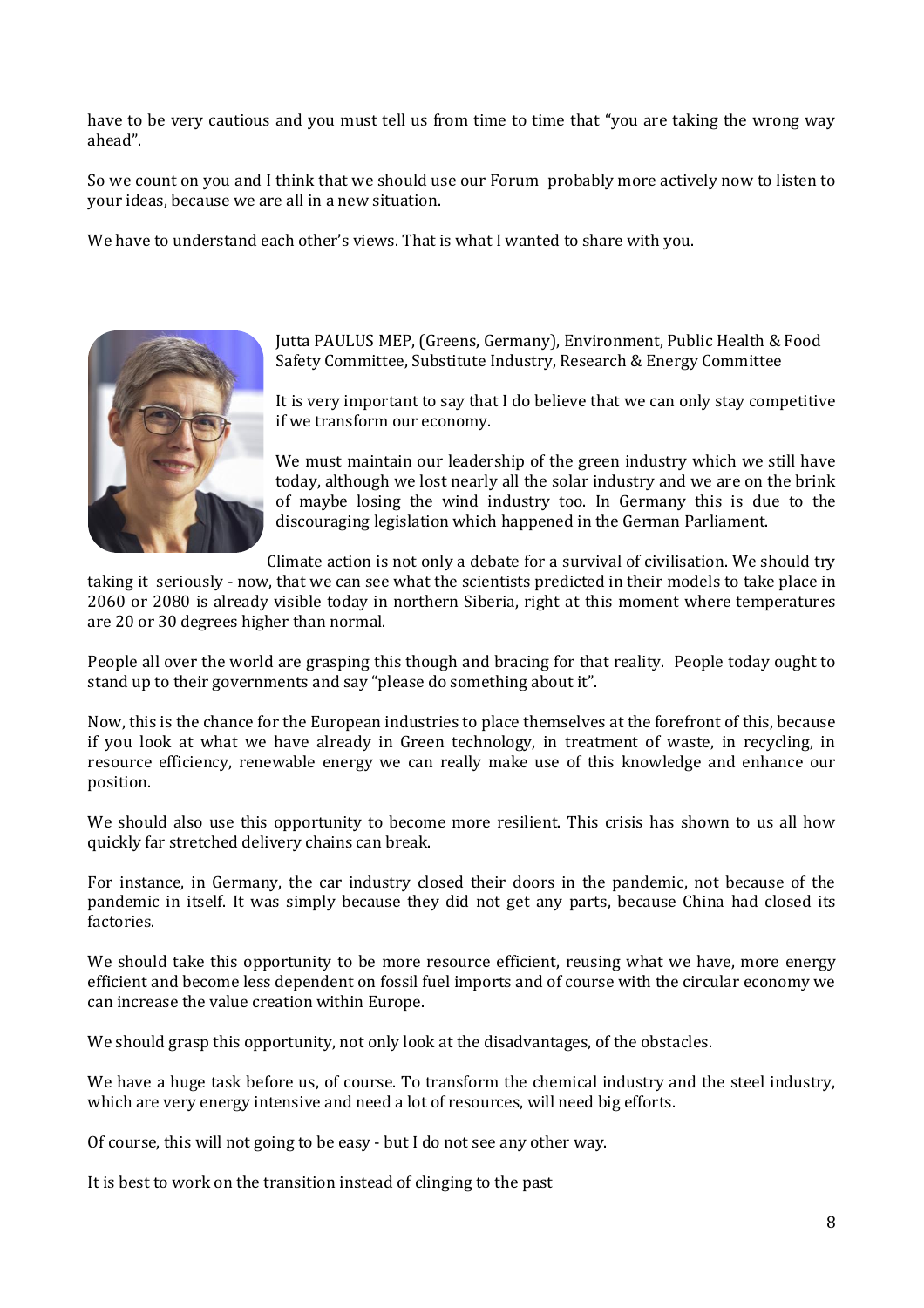have to be very cautious and you must tell us from time to time that "you are taking the wrong way ahead".

So we count on you and I think that we should use our Forum probably more actively now to listen to your ideas, because we are all in a new situation.

We have to understand each other's views. That is what I wanted to share with you.

Jutta PAULUS MEP, (Greens, Germany), Environment, Public Health & Food Safety Committee, Substitute Industry, Research & Energy Committee

It is very important to say that I do believe that we can only stay competitive if we transform our economy.

We must maintain our leadership of the green industry which we still have today, although we lost nearly all the solar industry and we are on the brink of maybe losing the wind industry too. In Germany this is due to the discouraging legislation which happened in the German Parliament.

Climate action is not only a debate for a survival of civilisation. We should try taking it seriously - now, that we can see what the scientists predicted in their models to take place in 2060 or 2080 is already visible today in northern Siberia, right at this moment where temperatures are 20 or 30 degrees higher than normal.

People all over the world are grasping this though and bracing for that reality. People today ought to stand up to their governments and say "please do something about it".

Now, this is the chance for the European industries to place themselves at the forefront of this, because if you look at what we have already in Green technology, in treatment of waste, in recycling, in resource efficiency, renewable energy we can really make use of this knowledge and enhance our position.

We should also use this opportunity to become more resilient. This crisis has shown to us all how quickly far stretched delivery chains can break.

For instance, in Germany, the car industry closed their doors in the pandemic, not because of the pandemic in itself. It was simply because they did not get any parts, because China had closed its factories.

We should take this opportunity to be more resource efficient, reusing what we have, more energy efficient and become less dependent on fossil fuel imports and of course with the circular economy we can increase the value creation within Europe.

We should grasp this opportunity, not only look at the disadvantages, of the obstacles.

We have a huge task before us, of course. To transform the chemical industry and the steel industry, which are very energy intensive and need a lot of resources, will need big efforts.

Of course, this will not going to be easy - but I do not see any other way.

It is best to work on the transition instead of clinging to the past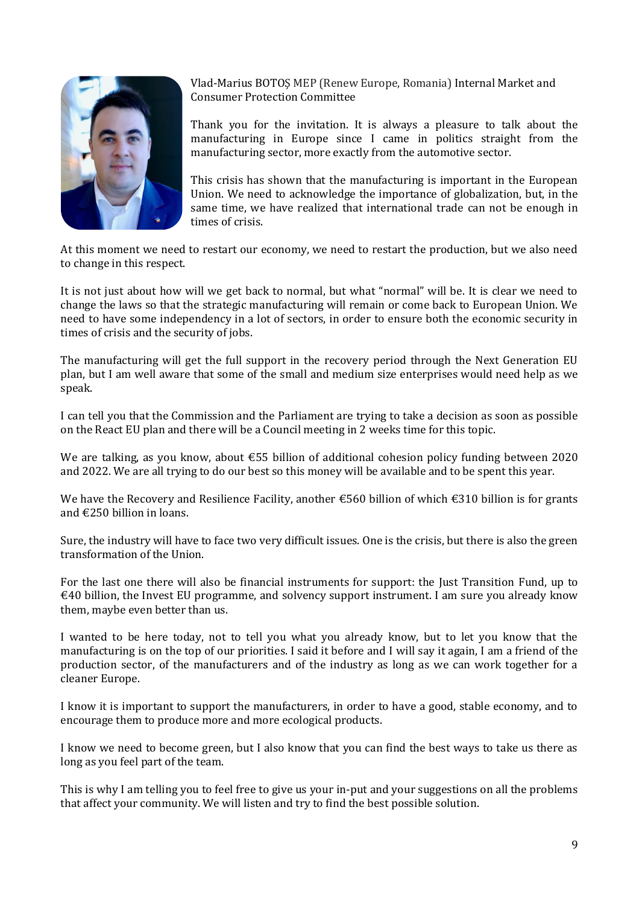Vlad-Marius BOTOȘ MEP (Renew Europe, Romania) Internal Market and Consumer Protection Committee

Thank you for the invitation. It is always a pleasure to talk about the manufacturing in Europe since I came in politics straight from the manufacturing sector, more exactly from the automotive sector.

This crisis has shown that the manufacturing is important in the European Union. We need to acknowledge the importance of globalization, but, in the same time, we have realized that international trade can not be enough in times of crisis.

At this moment we need to restart our economy, we need to restart the production, but we also need to change in this respect.

It is not just about how will we get back to normal, but what "normal" will be. It is clear we need to change the laws so that the strategic manufacturing will remain or come back to European Union. We need to have some independency in a lot of sectors, in order to ensure both the economic security in times of crisis and the security of jobs.

The manufacturing will get the full support in the recovery period through the Next Generation EU plan, but I am well aware that some of the small and medium size enterprises would need help as we speak.

I can tell you that the Commission and the Parliament are trying to take a decision as soon as possible on the React EU plan and there will be a Council meeting in 2 weeks time for this topic.

We are talking, as you know, about €55 billion of additional cohesion policy funding between 2020 and 2022. We are all trying to do our best so this money will be available and to be spent this year.

We have the Recovery and Resilience Facility, another €560 billion of which €310 billion is for grants and €250 billion in loans.

Sure, the industry will have to face two very difficult issues. One is the crisis, but there is also the green transformation of the Union.

For the last one there will also be financial instruments for support: the Just Transition Fund, up to €40 billion, the Invest EU programme, and solvency support instrument. I am sure you already know them, maybe even better than us.

I wanted to be here today, not to tell you what you already know, but to let you know that the manufacturing is on the top of our priorities. I said it before and I will say it again, I am a friend of the production sector, of the manufacturers and of the industry as long as we can work together for a cleaner Europe.

I know it is important to support the manufacturers, in order to have a good, stable economy, and to encourage them to produce more and more ecological products.

I know we need to become green, but I also know that you can find the best ways to take us there as long as you feel part of the team.

This is why I am telling you to feel free to give us your in-put and your suggestions on all the problems that affect your community. We will listen and try to find the best possible solution.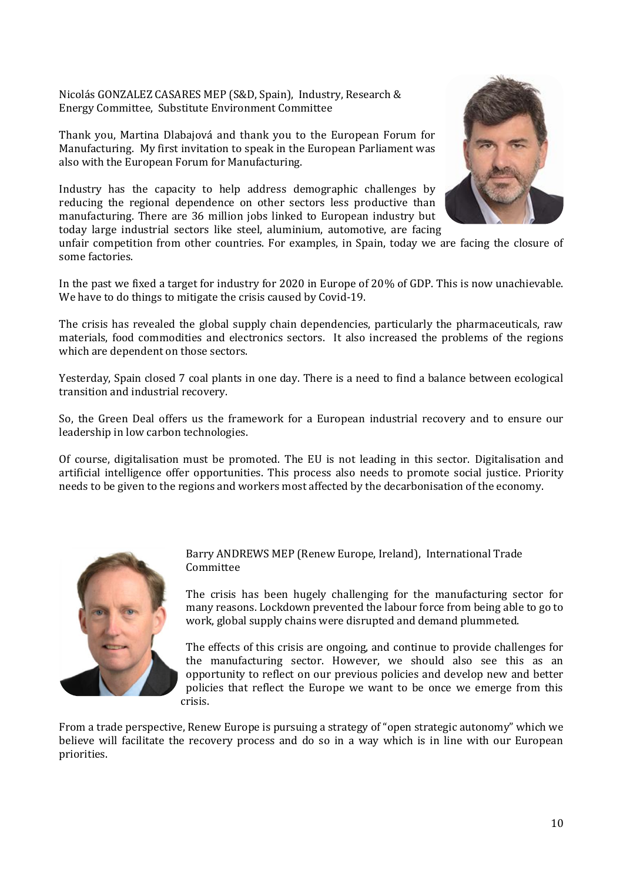Nicolás GONZALEZ CASARES MEP (S&D, Spain), Industry, Research & Energy Committee, Substitute Environment Committee

Thank you, Martina Dlabajová and thank you to the European Forum for Manufacturing. My first invitation to speak in the European Parliament was also with the European Forum for Manufacturing.

Industry has the capacity to help address demographic challenges by reducing the regional dependence on other sectors less productive than manufacturing. There are 36 million jobs linked to European industry but today large industrial sectors like steel, aluminium, automotive, are facing unfair competition from other countries. For examples, in Spain, today we are facing the closure of some factories.

In the past we fixed a target for industry for 2020 in Europe of 20% of GDP. This is now unachievable. We have to do things to mitigate the crisis caused by Covid-19.

The crisis has revealed the global supply chain dependencies, particularly the pharmaceuticals, raw materials, food commodities and electronics sectors. It also increased the problems of the regions which are dependent on those sectors.

Yesterday, Spain closed 7 coal plants in one day. There is a need to find a balance between ecological transition and industrial recovery.

So, the Green Deal offers us the framework for a European industrial recovery and to ensure our leadership in low carbon technologies.

Of course, digitalisation must be promoted. The EU is not leading in this sector. Digitalisation and artificial intelligence offer opportunities. This process also needs to promote social justice. Priority needs to be given to the regions and workers most affected by the decarbonisation of the economy.

Barry ANDREWS MEP (Renew Europe, Ireland), International Trade Committee

The crisis has been hugely challenging for the manufacturing sector for many reasons. Lockdown prevented the labour force from being able to go to work, global supply chains were disrupted and demand plummeted.

The effects of this crisis are ongoing, and continue to provide challenges for the manufacturing sector. However, we should also see this as an opportunity to reflect on our previous policies and develop new and better policies that reflect the Europe we want to be once we emerge from this crisis.

From a trade perspective, Renew Europe is pursuing a strategy of "open strategic autonomy" which we believe will facilitate the recovery process and do so in a way which is in line with our European priorities.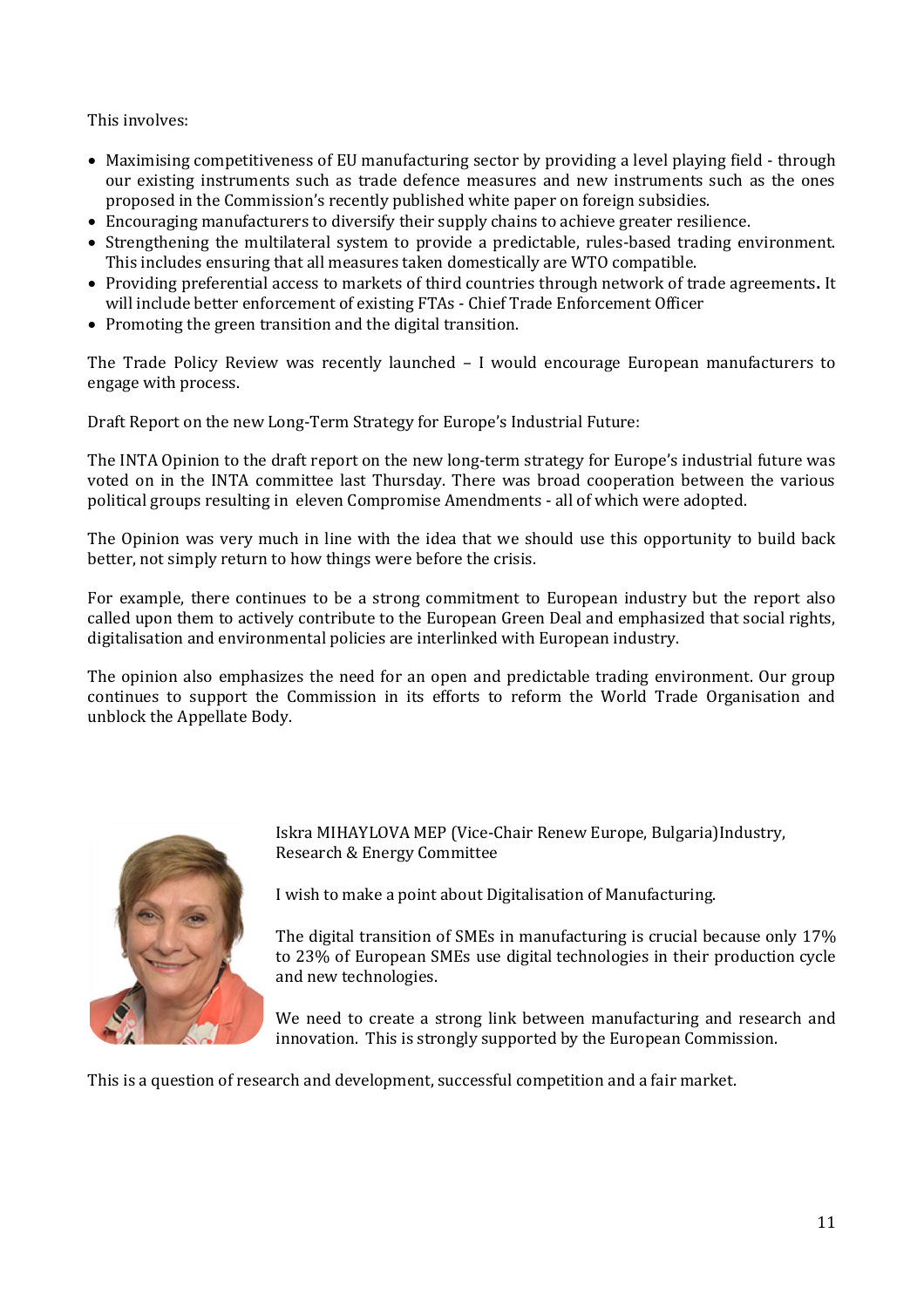This involves:

- Maximising competitiveness of EU manufacturing sector by providing a level playing field - through our existing instruments such as trade defence measures and new instruments such as the ones proposed in the Commission's recently published white paper on foreign subsidies.
- Encouraging manufacturers to diversify their supply chains to achieve greater resilience.
- Strengthening the multilateral system to provide a predictable, rules-based trading environment. This includes ensuring that all measures taken domestically are WTO compatible.
- Providing preferential access to markets of third countries through network of trade agreements**.** It will include better enforcement of existing FTAs - Chief Trade Enforcement Officer
- Promoting the green transition and the digital transition.

The Trade Policy Review was recently launched – I would encourage European manufacturers to engage with process.

Draft Report on the new Long-Term Strategy for Europe's Industrial Future:

The INTA Opinion to the draft report on the new long-term strategy for Europe's industrial future was voted on in the INTA committee last Thursday. There was broad cooperation between the various political groups resulting in eleven Compromise Amendments - all of which were adopted.

The Opinion was very much in line with the idea that we should use this opportunity to build back better, not simply return to how things were before the crisis.

For example, there continues to be a strong commitment to European industry but the report also called upon them to actively contribute to the European Green Deal and emphasized that social rights, digitalisation and environmental policies are interlinked with European industry.

The opinion also emphasizes the need for an open and predictable trading environment. Our group continues to support the Commission in its efforts to reform the World Trade Organisation and unblock the Appellate Body.

Iskra MIHAYLOVA MEP (Vice-Chair Renew Europe, Bulgaria)Industry, Research & Energy Committee

I wish to make a point about Digitalisation of Manufacturing.

The digital transition of SMEs in manufacturing is crucial because only 17% to 23% of European SMEs use digital technologies in their production cycle and new technologies.

We need to create a strong link between manufacturing and research and innovation. This is strongly supported by the European Commission.

This is a question of research and development, successful competition and a fair market.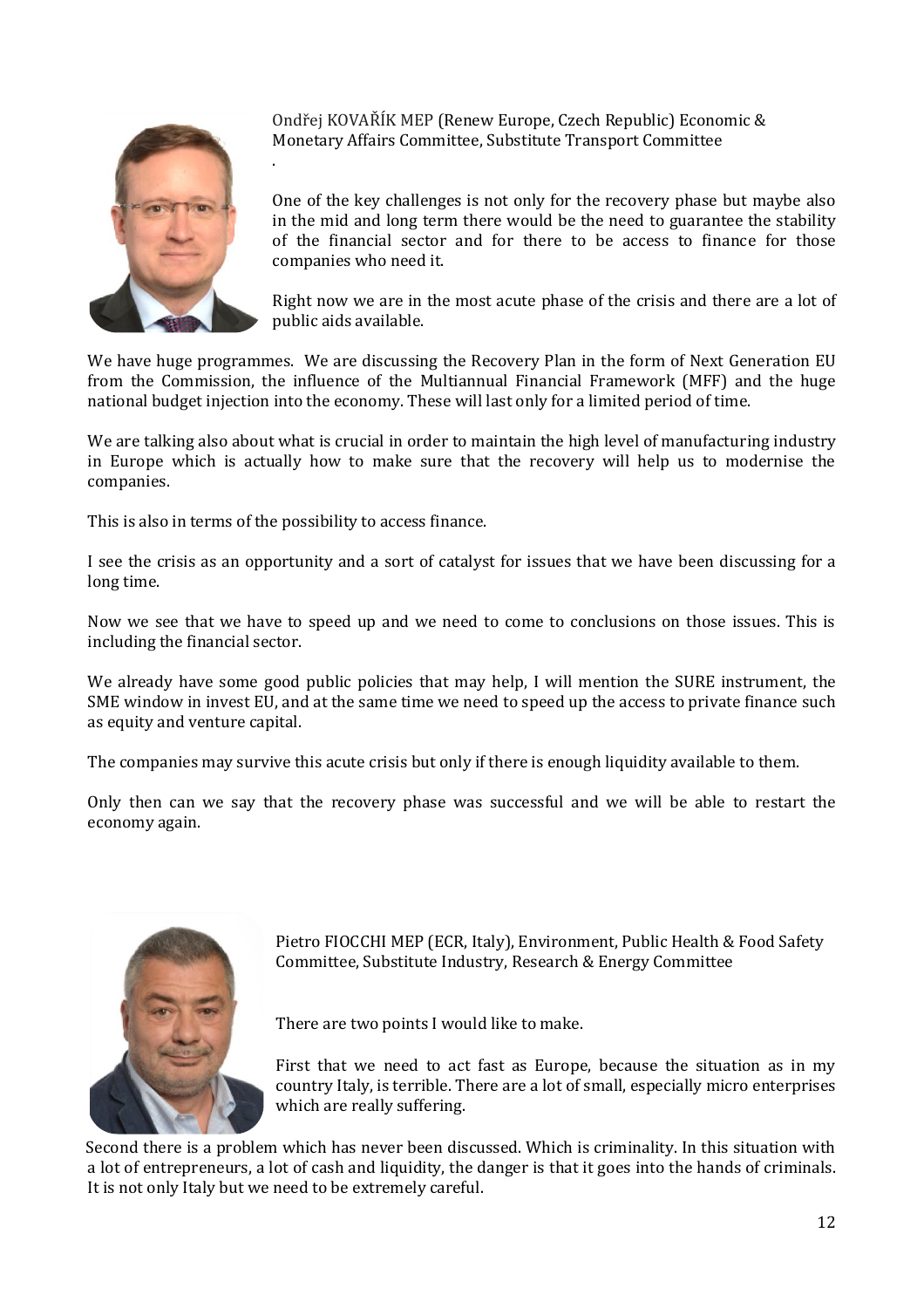Ondřej KOVAŘÍK MEP (Renew Europe, Czech Republic) Economic & Monetary Affairs Committee, Substitute Transport Committee

One of the key challenges is not only for the recovery phase but maybe also in the mid and long term there would be the need to guarantee the stability of the financial sector and for there to be access to finance for those companies who need it.

Right now we are in the most acute phase of the crisis and there are a lot of public aids available.

We have huge programmes. We are discussing the Recovery Plan in the form of Next Generation EU from the Commission, the influence of the Multiannual Financial Framework (MFF) and the huge national budget injection into the economy. These will last only for a limited period of time.

We are talking also about what is crucial in order to maintain the high level of manufacturing industry in Europe which is actually how to make sure that the recovery will help us to modernise the companies.

This is also in terms of the possibility to access finance.

I see the crisis as an opportunity and a sort of catalyst for issues that we have been discussing for a long time.

Now we see that we have to speed up and we need to come to conclusions on those issues. This is including the financial sector.

We already have some good public policies that may help, I will mention the SURE instrument, the SME window in invest EU, and at the same time we need to speed up the access to private finance such as equity and venture capital.

The companies may survive this acute crisis but only if there is enough liquidity available to them.

Only then can we say that the recovery phase was successful and we will be able to restart the economy again.

Pietro FIOCCHI MEP (ECR, Italy), Environment, Public Health & Food Safety Committee, Substitute Industry, Research & Energy Committee

There are two points I would like to make.

First that we need to act fast as Europe, because the situation as in my country Italy, is terrible. There are a lot of small, especially micro enterprises which are really suffering.

Second there is a problem which has never been discussed. Which is criminality. In this situation with a lot of entrepreneurs, a lot of cash and liquidity, the danger is that it goes into the hands of criminals. It is not only Italy but we need to be extremely careful.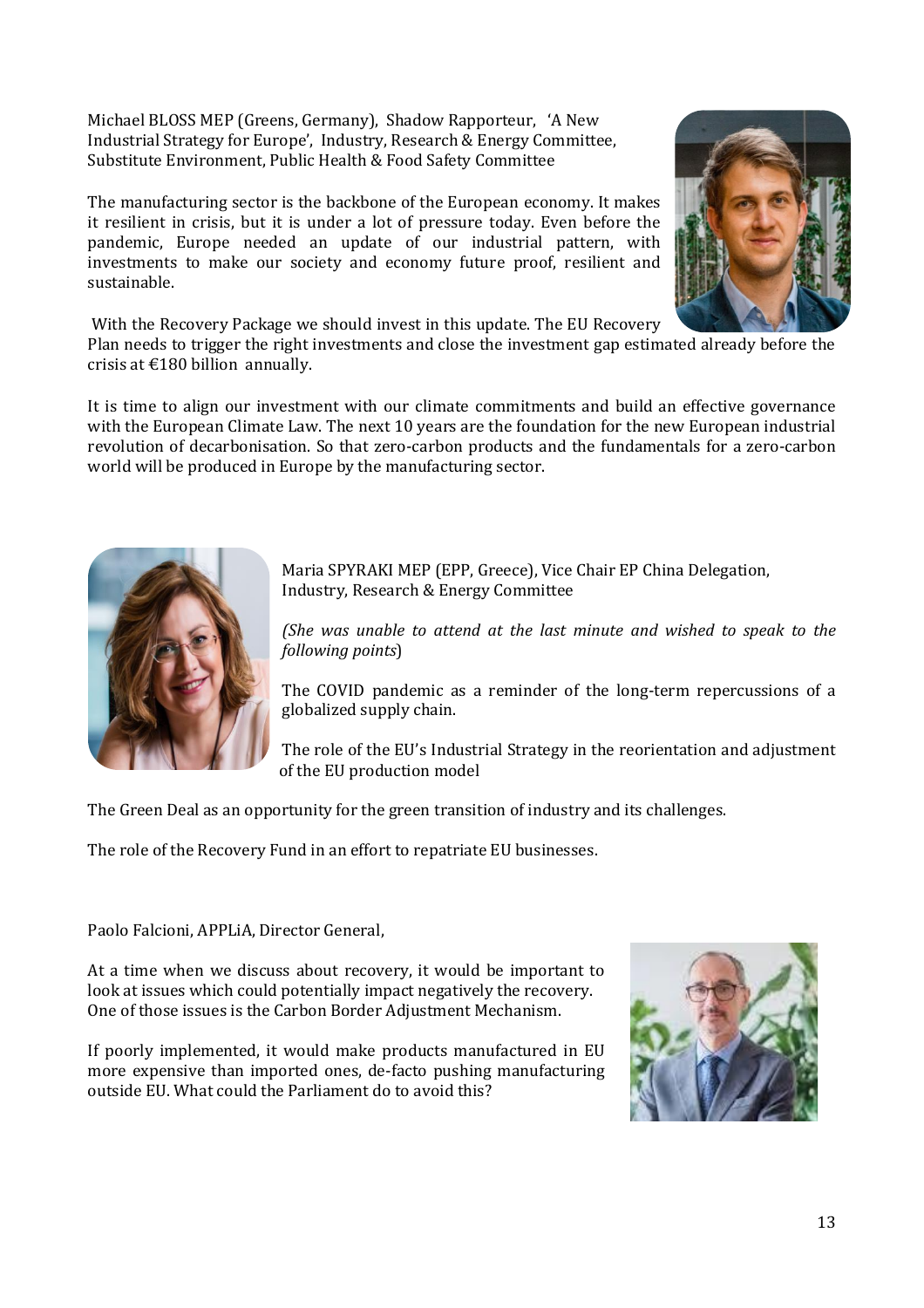Michael BLOSS MEP (Greens, Germany), Shadow Rapporteur, 'A New Industrial Strategy for Europe', Industry, Research & Energy Committee, Substitute Environment, Public Health & Food Safety Committee

The manufacturing sector is the backbone of the European economy. It makes it resilient in crisis, but it is under a lot of pressure today. Even before the pandemic, Europe needed an update of our industrial pattern, with investments to make our society and economy future proof, resilient and sustainable.

With the Recovery Package we should invest in this update. The EU Recovery Plan needs to trigger the right investments and close the investment gap estimated already before the crisis at €180 billion annually.

It is time to align our investment with our climate commitments and build an effective governance with the European Climate Law. The next 10 years are the foundation for the new European industrial revolution of decarbonisation. So that zero-carbon products and the fundamentals for a zero-carbon world will be produced in Europe by the manufacturing sector.

Maria SPYRAKI MEP (EPP, Greece), Vice Chair EP China Delegation, Industry, Research & Energy Committee

*(She was unable to attend at the last minute and wished to speak to the following points)*

The COVID pandemic as a reminder of the long-term repercussions of a globalized supply chain.

The role of the EU's Industrial Strategy in the reorientation and adjustment of the EU production model

The Green Deal as an opportunity for the green transition of industry and its challenges.

The role of the Recovery Fund in an effort to repatriate EU businesses.

Paolo Falcioni, APPLiA, Director General,

At a time when we discuss about recovery, it would be important to look at issues which could potentially impact negatively the recovery. One of those issues is the Carbon Border Adjustment Mechanism.

If poorly implemented, it would make products manufactured in EU more expensive than imported ones, de-facto pushing manufacturing outside EU. What could the Parliament do to avoid this?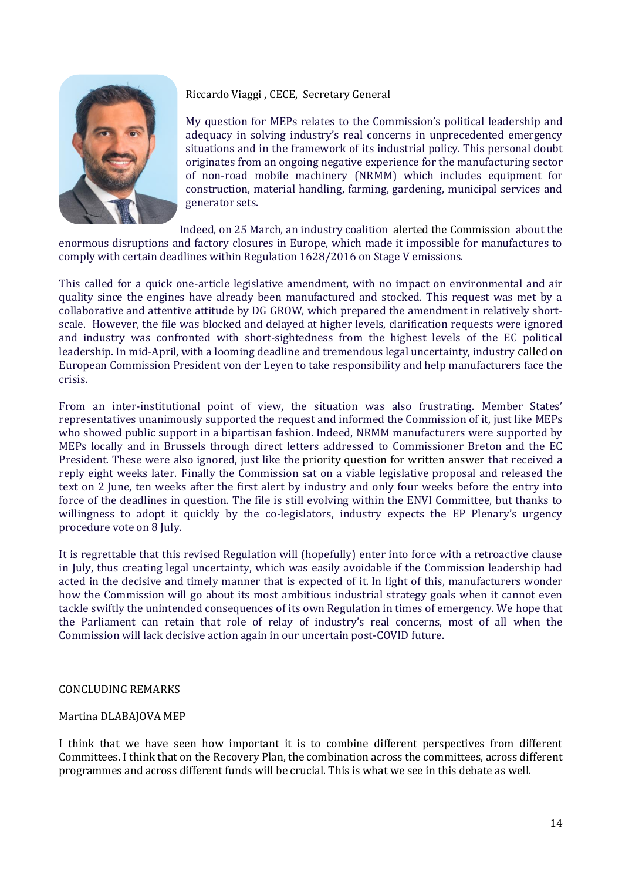Riccardo Viaggi , CECE, Secretary General

My question for MEPs relates to the Commission's political leadership and adequacy in solving industry's real concerns in unprecedented emergency situations and in the framework of its industrial policy. This personal doubt originates from an ongoing negative experience for the manufacturing sector of non-road mobile machinery (NRMM) which includes equipment for construction, material handling, farming, gardening, municipal services and generator sets.

Indeed, on 25 March, an industry coalition alerted the Commission about the enormous disruptions and factory closures in Europe, which made it impossible for manufactures to comply with certain deadlines within Regulation 1628/2016 on Stage V emissions.

This called for a quick one-article legislative amendment, with no impact on environmental and air quality since the engines have already been manufactured and stocked. This request was met by a collaborative and attentive attitude by DG GROW, which prepared the amendment in relatively short-scale. However, the file was blocked and delayed at higher levels, clarification requests were ignored and industry was confronted with short-sightedness from the highest levels of the EC political leadership. In mid-April, with a looming deadline and tremendous legal uncertainty, industry called on European Commission President von der Leyen to take responsibility and help manufacturers face the crisis.

From an inter-institutional point of view, the situation was also frustrating. Member States' representatives unanimously supported the request and informed the Commission of it, just like MEPs who showed public support in a bipartisan fashion. Indeed, NRMM manufacturers were supported by MEPs locally and in Brussels through direct letters addressed to Commissioner Breton and the EC President. These were also ignored, just like the priority question for written answer that received a reply eight weeks later. Finally the Commission sat on a viable legislative proposal and released the text on 2 June, ten weeks after the first alert by industry and only four weeks before the entry into force of the deadlines in question. The file is still evolving within the ENVI Committee, but thanks to willingness to adopt it quickly by the co-legislators, industry expects the EP Plenary's urgency procedure vote on 8 July.

It is regrettable that this revised Regulation will (hopefully) enter into force with a retroactive clause in July, thus creating legal uncertainty, which was easily avoidable if the Commission leadership had acted in the decisive and timely manner that is expected of it. In light of this, manufacturers wonder how the Commission will go about its most ambitious industrial strategy goals when it cannot even tackle swiftly the unintended consequences of its own Regulation in times of emergency. We hope that the Parliament can retain that role of relay of industry's real concerns, most of all when the Commission will lack decisive action again in our uncertain post-COVID future.

## CONCLUDING REMARKS

Martina DLABAJOVA MEP

I think that we have seen how important it is to combine different perspectives from different Committees. I think that on the Recovery Plan, the combination across the committees, across different programmes and across different funds will be crucial. This is what we see in this debate as well.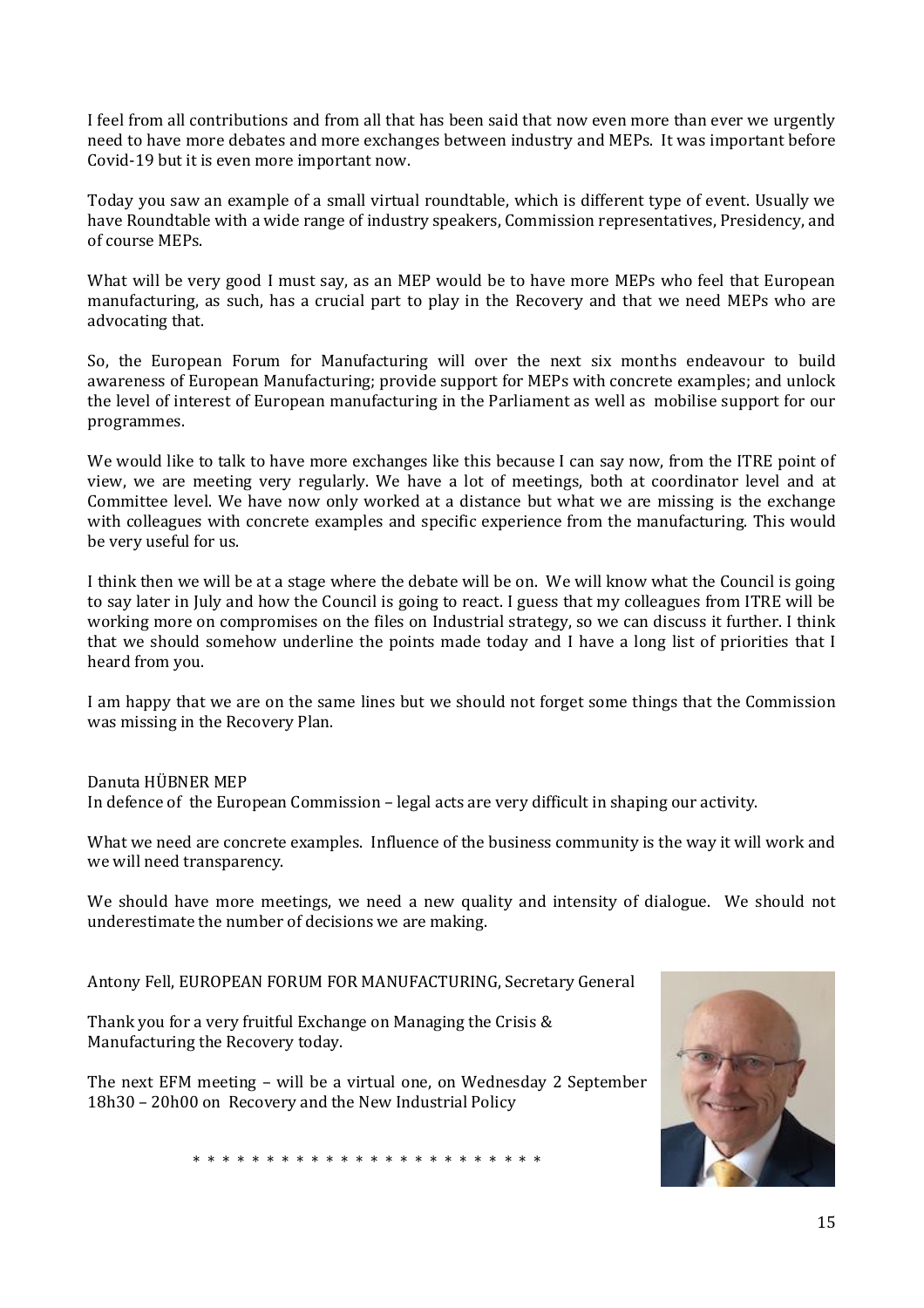I feel from all contributions and from all that has been said that now even more than ever we urgently need to have more debates and more exchanges between industry and MEPs. It was important before Covid-19 but it is even more important now.

Today you saw an example of a small virtual roundtable, which is different type of event. Usually we have Roundtable with a wide range of industry speakers, Commission representatives, Presidency, and of course MEPs.

What will be very good I must say, as an MEP would be to have more MEPs who feel that European manufacturing, as such, has a crucial part to play in the Recovery and that we need MEPs who are advocating that.

So, the European Forum for Manufacturing will over the next six months endeavour to build awareness of European Manufacturing; provide support for MEPs with concrete examples; and unlock the level of interest of European manufacturing in the Parliament as well as mobilise support for our programmes.

We would like to talk to have more exchanges like this because I can say now, from the ITRE point of view, we are meeting very regularly. We have a lot of meetings, both at coordinator level and at Committee level. We have now only worked at a distance but what we are missing is the exchange with colleagues with concrete examples and specific experience from the manufacturing. This would be very useful for us.

I think then we will be at a stage where the debate will be on. We will know what the Council is going to say later in July and how the Council is going to react. I guess that my colleagues from ITRE will be working more on compromises on the files on Industrial strategy, so we can discuss it further. I think that we should somehow underline the points made today and I have a long list of priorities that I heard from you.

I am happy that we are on the same lines but we should not forget some things that the Commission was missing in the Recovery Plan.

Danuta HÜBNER MEP

In defence of the European Commission – legal acts are very difficult in shaping our activity.

What we need are concrete examples. Influence of the business community is the way it will work and we will need transparency.

We should have more meetings, we need a new quality and intensity of dialogue. We should not underestimate the number of decisions we are making.

Antony Fell, EUROPEAN FORUM FOR MANUFACTURING, Secretary General

Thank you for a very fruitful Exchange on Managing the Crisis & Manufacturing the Recovery today.

The next EFM meeting – will be a virtual one, on Wednesday 2 September 18h30 – 20h00 on Recovery and the New Industrial Policy

* * * * * * * * * * * * * * * * * * * * * * * * *